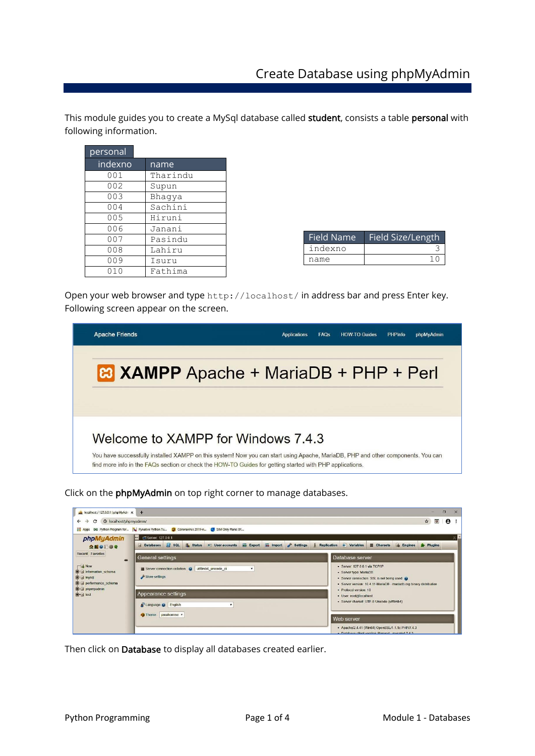# Create Database using phpMyAdmin

This module guides you to create a MySql database called **student**, consists a table **personal** with following information.

personal

| indexno | name |
|---|---|
| 001 | Tharindu |
| 002 | Supun |
| 003 | Bhagya |
| 004 | Sachini |
| 005 | Hiruni |
| 006 | Janani |
| 007 | Pasindu |
| 008 | Lahiru |
| 009 | Isuru |
| 010 | Fathima |

| Field Name | Field Size/Length |
|---|---|
| indexno | 3 |
| name | 10 |

Open your web browser and type `http://localhost/` in address bar and press Enter key. Following screen appear on the screen.

Click on the **phpMyAdmin** on top right corner to manage databases.

Then click on **Database** to display all databases created earlier.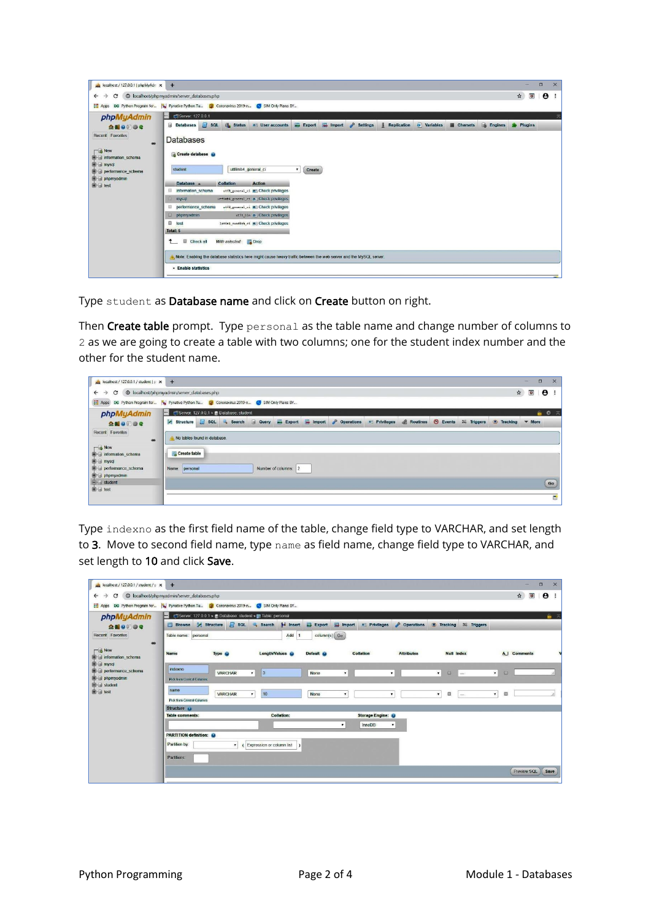Type `student` as **Database name** and click on **Create** button on right.

Then **Create table** prompt. Type `personal` as the table name and change number of columns to `2` as we are going to create a table with two columns; one for the student index number and the other for the student name.

Type `indexno` as the first field name of the table, change field type to VARCHAR, and set length to **3**. Move to second field name, type `name` as field name, change field type to VARCHAR, and set length to **10** and click **Save**.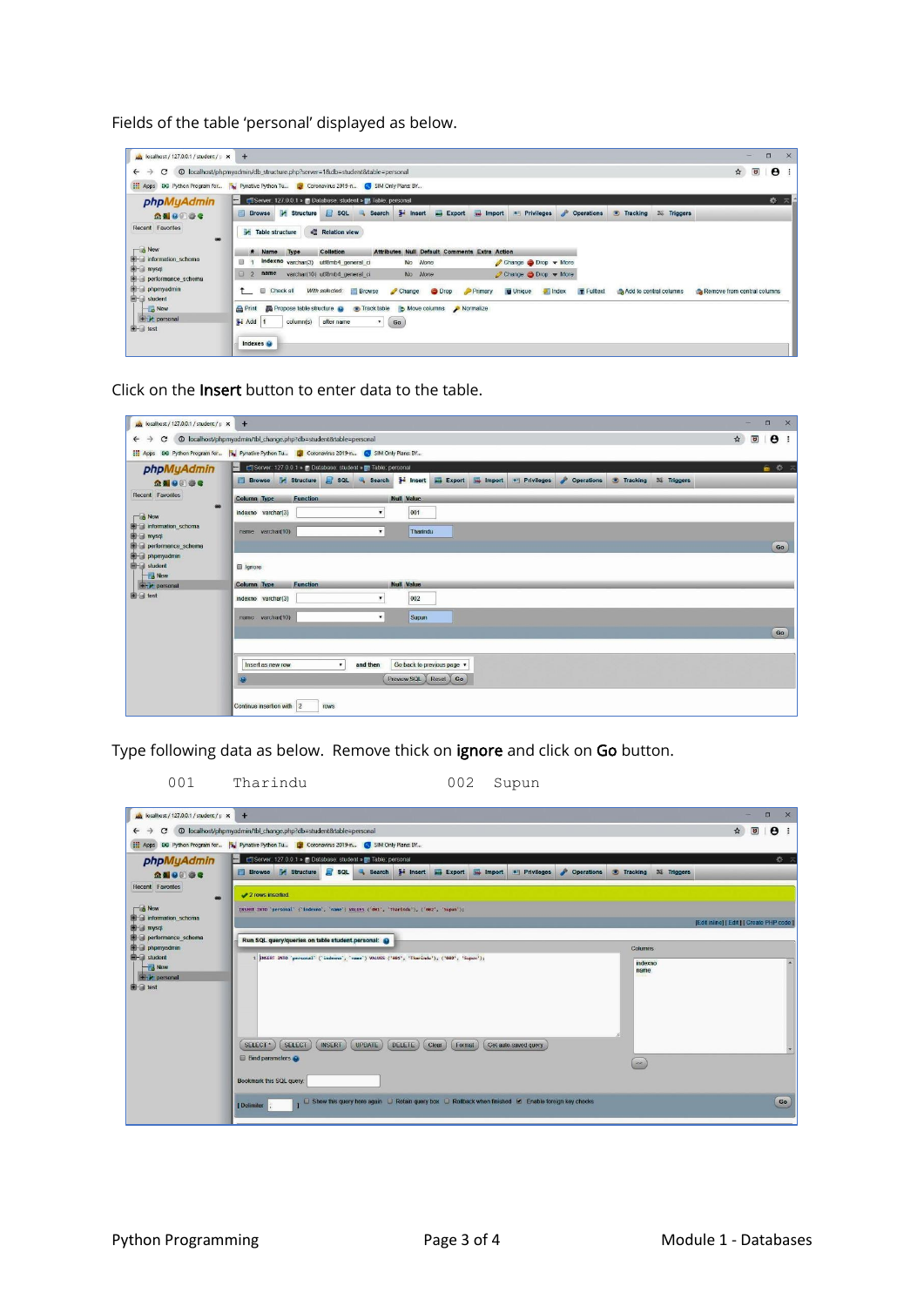Fields of the table 'personal' displayed as below.

Click on the **Insert** button to enter data to the table.

Type following data as below. Remove thick on **ignore** and click on **Go** button.

```
001     Tharindu                002   Supun
```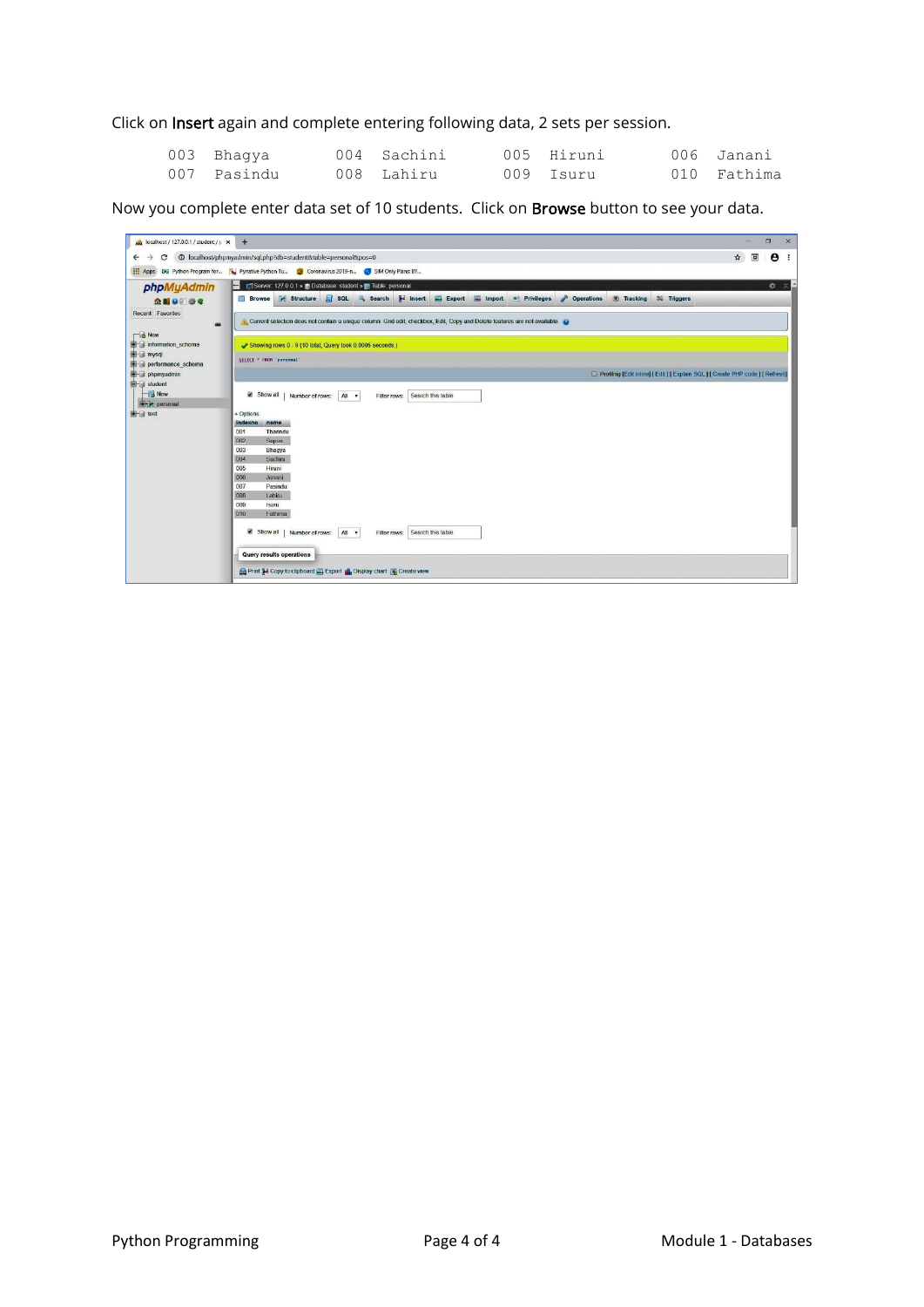Click on **Insert** again and complete entering following data, 2 sets per session.

| | | | | | | | |
|---|---|---|---|---|---|---|---|
| 003 | Bhagya | 004 | Sachini | 005 | Hiruni | 006 | Janani |
| 007 | Pasindu | 008 | Lahiru | 009 | Isuru | 010 | Fathima |

Now you complete enter data set of 10 students. Click on **Browse** button to see your data.